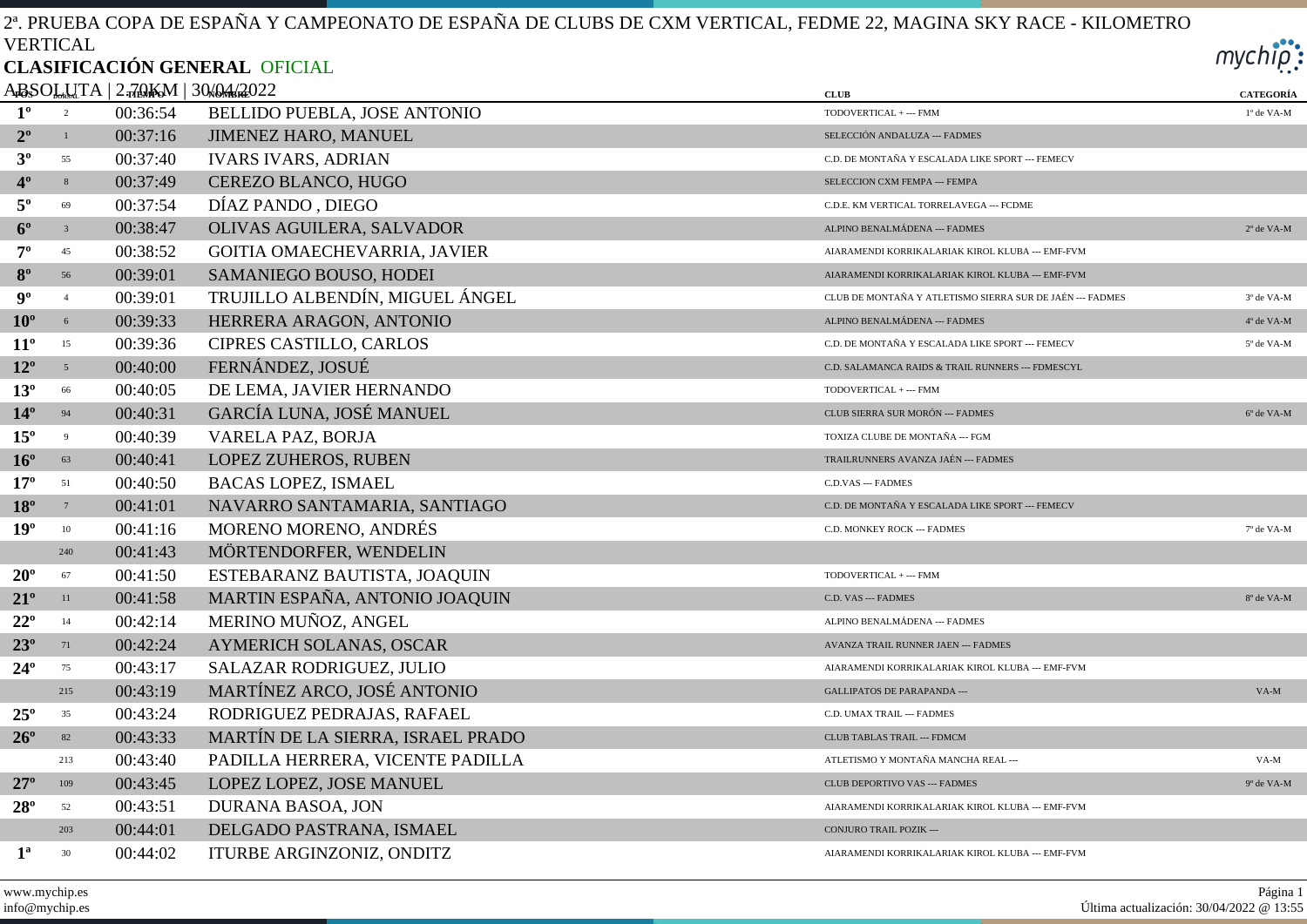2ª. PRUEBA COPA DE ESPAÑA Y CAMPEONATO DE ESPAÑA DE CLUBS DE CXM VERTICAL, FEDME 22, MAGINA SKY RACE - KILOMETRO VERTICAL

**CLASIFICACIÓN GENERAL** OFICIAL

ABSOLUTA | 2.70KM | 30/04/2022

| POS | DORSAL | TIEMPO | NOMBRE | CLUB | CATEGORÍA |
|---|---|---|---|---|---|
| **1º** | 2 | 00:36:54 | BELLIDO PUEBLA, JOSE ANTONIO | TODOVERTICAL + --- FMM | 1º de VA-M |
| **2º** | 1 | 00:37:16 | JIMENEZ HARO, MANUEL | SELECCIÓN ANDALUZA --- FADMES | |
| **3º** | 55 | 00:37:40 | IVARS IVARS, ADRIAN | C.D. DE MONTAÑA Y ESCALADA LIKE SPORT --- FEMECV | |
| **4º** | 8 | 00:37:49 | CEREZO BLANCO, HUGO | SELECCION CXM FEMPA --- FEMPA | |
| **5º** | 69 | 00:37:54 | DÍAZ PANDO , DIEGO | C.D.E. KM VERTICAL TORRELAVEGA --- FCDME | |
| **6º** | 3 | 00:38:47 | OLIVAS AGUILERA, SALVADOR | ALPINO BENALMÁDENA --- FADMES | 2º de VA-M |
| **7º** | 45 | 00:38:52 | GOITIA OMAECHEVARRIA, JAVIER | AIARAMENDI KORRIKALARIAK KIROL KLUBA --- EMF-FVM | |
| **8º** | 56 | 00:39:01 | SAMANIEGO BOUSO, HODEI | AIARAMENDI KORRIKALARIAK KIROL KLUBA --- EMF-FVM | |
| **9º** | 4 | 00:39:01 | TRUJILLO ALBENDÍN, MIGUEL ÁNGEL | CLUB DE MONTAÑA Y ATLETISMO SIERRA SUR DE JAÉN --- FADMES | 3º de VA-M |
| **10º** | 6 | 00:39:33 | HERRERA ARAGON, ANTONIO | ALPINO BENALMÁDENA --- FADMES | 4º de VA-M |
| **11º** | 15 | 00:39:36 | CIPRES CASTILLO, CARLOS | C.D. DE MONTAÑA Y ESCALADA LIKE SPORT --- FEMECV | 5º de VA-M |
| **12º** | 5 | 00:40:00 | FERNÁNDEZ, JOSUÉ | C.D. SALAMANCA RAIDS & TRAIL RUNNERS --- FDMESCYL | |
| **13º** | 66 | 00:40:05 | DE LEMA, JAVIER HERNANDO | TODOVERTICAL + --- FMM | |
| **14º** | 94 | 00:40:31 | GARCÍA LUNA, JOSÉ MANUEL | CLUB SIERRA SUR MORÓN --- FADMES | 6º de VA-M |
| **15º** | 9 | 00:40:39 | VARELA PAZ, BORJA | TOXIZA CLUBE DE MONTAÑA --- FGM | |
| **16º** | 63 | 00:40:41 | LOPEZ ZUHEROS, RUBEN | TRAILRUNNERS AVANZA JAÉN --- FADMES | |
| **17º** | 51 | 00:40:50 | BACAS LOPEZ, ISMAEL | C.D.VAS --- FADMES | |
| **18º** | 7 | 00:41:01 | NAVARRO SANTAMARIA, SANTIAGO | C.D. DE MONTAÑA Y ESCALADA LIKE SPORT --- FEMECV | |
| **19º** | 10 | 00:41:16 | MORENO MORENO, ANDRÉS | C.D. MONKEY ROCK --- FADMES | 7º de VA-M |
| | 240 | 00:41:43 | MÖRTENDORFER, WENDELIN | | |
| **20º** | 67 | 00:41:50 | ESTEBARANZ BAUTISTA, JOAQUIN | TODOVERTICAL + --- FMM | |
| **21º** | 11 | 00:41:58 | MARTIN ESPAÑA, ANTONIO JOAQUIN | C.D. VAS --- FADMES | 8º de VA-M |
| **22º** | 14 | 00:42:14 | MERINO MUÑOZ, ANGEL | ALPINO BENALMÁDENA --- FADMES | |
| **23º** | 71 | 00:42:24 | AYMERICH SOLANAS, OSCAR | AVANZA TRAIL RUNNER JAEN --- FADMES | |
| **24º** | 75 | 00:43:17 | SALAZAR RODRIGUEZ, JULIO | AIARAMENDI KORRIKALARIAK KIROL KLUBA --- EMF-FVM | |
| | 215 | 00:43:19 | MARTÍNEZ ARCO, JOSÉ ANTONIO | GALLIPATOS DE PARAPANDA --- | VA-M |
| **25º** | 35 | 00:43:24 | RODRIGUEZ PEDRAJAS, RAFAEL | C.D. UMAX TRAIL --- FADMES | |
| **26º** | 82 | 00:43:33 | MARTÍN DE LA SIERRA, ISRAEL PRADO | CLUB TABLAS TRAIL --- FDMCM | |
| | 213 | 00:43:40 | PADILLA HERRERA, VICENTE PADILLA | ATLETISMO Y MONTAÑA MANCHA REAL --- | VA-M |
| **27º** | 109 | 00:43:45 | LOPEZ LOPEZ, JOSE MANUEL | CLUB DEPORTIVO VAS --- FADMES | 9º de VA-M |
| **28º** | 52 | 00:43:51 | DURANA BASOA, JON | AIARAMENDI KORRIKALARIAK KIROL KLUBA --- EMF-FVM | |
| | 203 | 00:44:01 | DELGADO PASTRANA, ISMAEL | CONJURO TRAIL POZIK --- | |
| **1ª** | 30 | 00:44:02 | ITURBE ARGINZONIZ, ONDITZ | AIARAMENDI KORRIKALARIAK KIROL KLUBA --- EMF-FVM | |

www.mychip.es
info@mychip.es

Última actualización: 30/04/2022 @ 13:55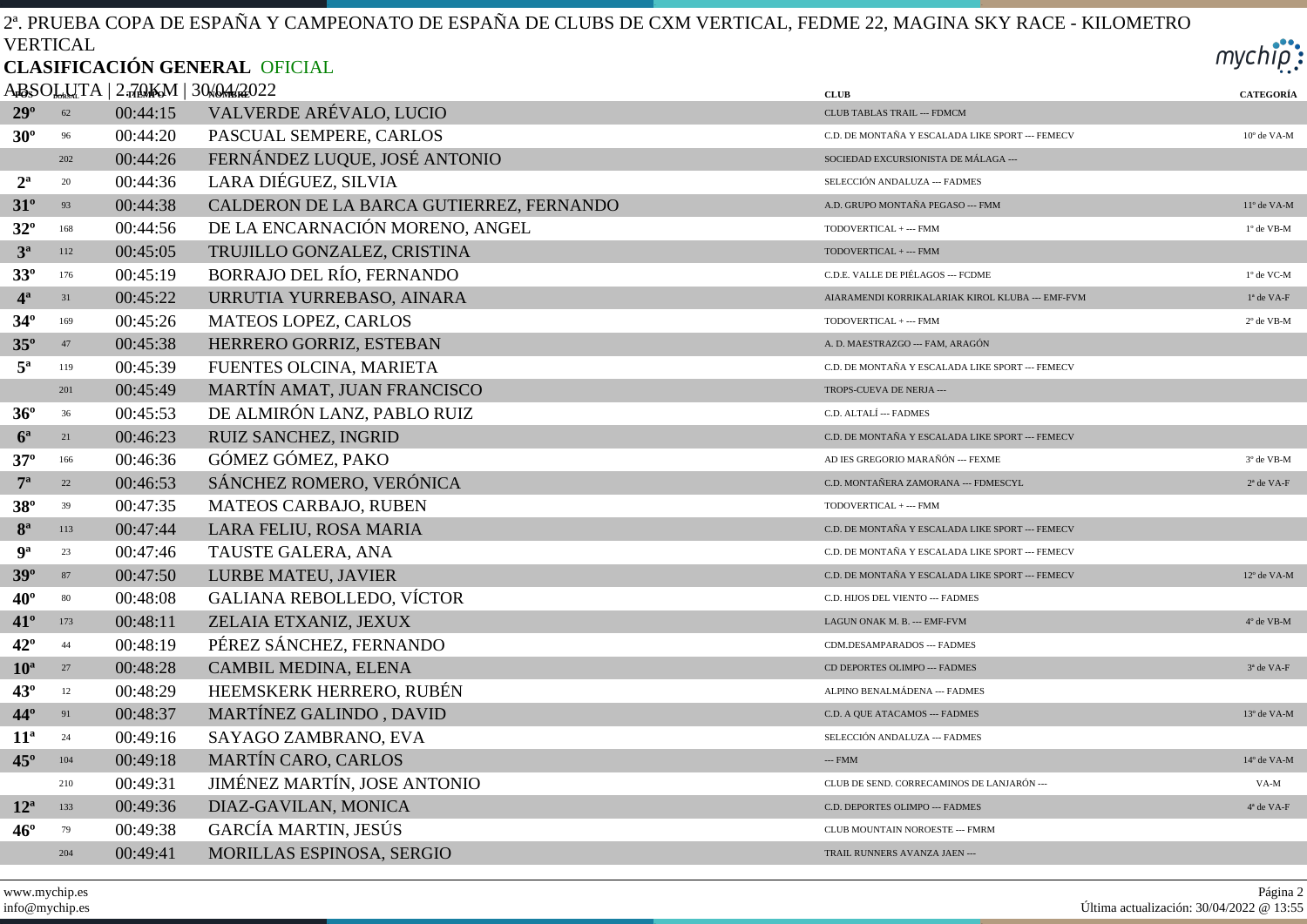2ª. PRUEBA COPA DE ESPAÑA Y CAMPEONATO DE ESPAÑA DE CLUBS DE CXM VERTICAL, FEDME 22, MAGINA SKY RACE - KILOMETRO VERTICAL

**CLASIFICACIÓN GENERAL** OFICIAL

ABSOLUTA | 2.70KM | 30/04/2022

| POS | DORSAL | TIEMPO | NOMBRE | CLUB | CATEGORÍA |
|---|---|---|---|---|---|
| **29º** | 62 | 00:44:15 | VALVERDE ARÉVALO, LUCIO | CLUB TABLAS TRAIL --- FDMCM | |
| **30º** | 96 | 00:44:20 | PASCUAL SEMPERE, CARLOS | C.D. DE MONTAÑA Y ESCALADA LIKE SPORT --- FEMECV | 10º de VA-M |
| | 202 | 00:44:26 | FERNÁNDEZ LUQUE, JOSÉ ANTONIO | SOCIEDAD EXCURSIONISTA DE MÁLAGA --- | |
| **2ª** | 20 | 00:44:36 | LARA DIÉGUEZ, SILVIA | SELECCIÓN ANDALUZA --- FADMES | |
| **31º** | 93 | 00:44:38 | CALDERON DE LA BARCA GUTIERREZ, FERNANDO | A.D. GRUPO MONTAÑA PEGASO --- FMM | 11º de VA-M |
| **32º** | 168 | 00:44:56 | DE LA ENCARNACIÓN MORENO, ANGEL | TODOVERTICAL + --- FMM | 1º de VB-M |
| **3ª** | 112 | 00:45:05 | TRUJILLO GONZALEZ, CRISTINA | TODOVERTICAL + --- FMM | |
| **33º** | 176 | 00:45:19 | BORRAJO DEL RÍO, FERNANDO | C.D.E. VALLE DE PIÉLAGOS --- FCDME | 1º de VC-M |
| **4ª** | 31 | 00:45:22 | URRUTIA YURREBASO, AINARA | AIARAMENDI KORRIKALARIAK KIROL KLUBA --- EMF-FVM | 1ª de VA-F |
| **34º** | 169 | 00:45:26 | MATEOS LOPEZ, CARLOS | TODOVERTICAL + --- FMM | 2º de VB-M |
| **35º** | 47 | 00:45:38 | HERRERO GORRIZ, ESTEBAN | A. D. MAESTRAZGO --- FAM, ARAGÓN | |
| **5ª** | 119 | 00:45:39 | FUENTES OLCINA, MARIETA | C.D. DE MONTAÑA Y ESCALADA LIKE SPORT --- FEMECV | |
| | 201 | 00:45:49 | MARTÍN AMAT, JUAN FRANCISCO | TROPS-CUEVA DE NERJA --- | |
| **36º** | 36 | 00:45:53 | DE ALMIRÓN LANZ, PABLO RUIZ | C.D. ALTALÍ --- FADMES | |
| **6ª** | 21 | 00:46:23 | RUIZ SANCHEZ, INGRID | C.D. DE MONTAÑA Y ESCALADA LIKE SPORT --- FEMECV | |
| **37º** | 166 | 00:46:36 | GÓMEZ GÓMEZ, PAKO | AD IES GREGORIO MARAÑÓN --- FEXME | 3º de VB-M |
| **7ª** | 22 | 00:46:53 | SÁNCHEZ ROMERO, VERÓNICA | C.D. MONTAÑERA ZAMORANA --- FDMESCYL | 2ª de VA-F |
| **38º** | 39 | 00:47:35 | MATEOS CARBAJO, RUBEN | TODOVERTICAL + --- FMM | |
| **8ª** | 113 | 00:47:44 | LARA FELIU, ROSA MARIA | C.D. DE MONTAÑA Y ESCALADA LIKE SPORT --- FEMECV | |
| **9ª** | 23 | 00:47:46 | TAUSTE GALERA, ANA | C.D. DE MONTAÑA Y ESCALADA LIKE SPORT --- FEMECV | |
| **39º** | 87 | 00:47:50 | LURBE MATEU, JAVIER | C.D. DE MONTAÑA Y ESCALADA LIKE SPORT --- FEMECV | 12º de VA-M |
| **40º** | 80 | 00:48:08 | GALIANA REBOLLEDO, VÍCTOR | C.D. HIJOS DEL VIENTO --- FADMES | |
| **41º** | 173 | 00:48:11 | ZELAIA ETXANIZ, JEXUX | LAGUN ONAK M. B. --- EMF-FVM | 4º de VB-M |
| **42º** | 44 | 00:48:19 | PÉREZ SÁNCHEZ, FERNANDO | CDM.DESAMPARADOS --- FADMES | |
| **10ª** | 27 | 00:48:28 | CAMBIL MEDINA, ELENA | CD DEPORTES OLIMPO --- FADMES | 3ª de VA-F |
| **43º** | 12 | 00:48:29 | HEEMSKERK HERRERO, RUBÉN | ALPINO BENALMÁDENA --- FADMES | |
| **44º** | 91 | 00:48:37 | MARTÍNEZ GALINDO , DAVID | C.D. A QUE ATACAMOS --- FADMES | 13º de VA-M |
| **11ª** | 24 | 00:49:16 | SAYAGO ZAMBRANO, EVA | SELECCIÓN ANDALUZA --- FADMES | |
| **45º** | 104 | 00:49:18 | MARTÍN CARO, CARLOS | --- FMM | 14º de VA-M |
| | 210 | 00:49:31 | JIMÉNEZ MARTÍN, JOSE ANTONIO | CLUB DE SEND. CORRECAMINOS DE LANJARÓN --- | VA-M |
| **12ª** | 133 | 00:49:36 | DIAZ-GAVILAN, MONICA | C.D. DEPORTES OLIMPO --- FADMES | 4ª de VA-F |
| **46º** | 79 | 00:49:38 | GARCÍA MARTIN, JESÚS | CLUB MOUNTAIN NOROESTE --- FMRM | |
| | 204 | 00:49:41 | MORILLAS ESPINOSA, SERGIO | TRAIL RUNNERS AVANZA JAEN --- | |

www.mychip.es
info@mychip.es

Última actualización: 30/04/2022 @ 13:55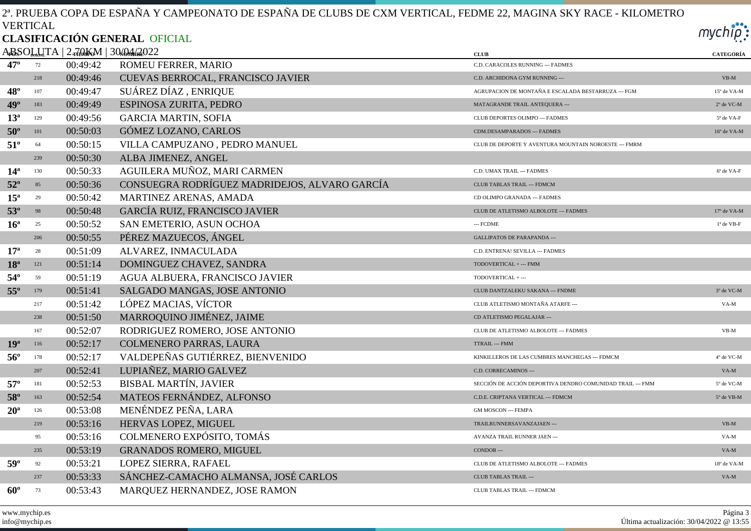2ª. PRUEBA COPA DE ESPAÑA Y CAMPEONATO DE ESPAÑA DE CLUBS DE CXM VERTICAL, FEDME 22, MAGINA SKY RACE - KILOMETRO VERTICAL

**CLASIFICACIÓN GENERAL** OFICIAL

ABSOLUTA | 2,70KM | 30/04/2022

| POS | DORSAL | TIEMPO | NOMBRE | CLUB | CATEGORÍA |
|---|---|---|---|---|---|
| 47º | 72 | 00:49:42 | ROMEU FERRER, MARIO | C.D. CARACOLES RUNNING --- FADMES | |
| | 218 | 00:49:46 | CUEVAS BERROCAL, FRANCISCO JAVIER | C.D. ARCHIDONA GYM RUNNING --- | VB-M |
| 48º | 107 | 00:49:47 | SUÁREZ DÍAZ , ENRIQUE | AGRUPACION DE MONTAÑA E ESCALADA BESTARRUZA --- FGM | 15º de VA-M |
| 49º | 183 | 00:49:49 | ESPINOSA ZURITA, PEDRO | MATAGRANDE TRAIL ANTEQUERA --- | 2º de VC-M |
| 13ª | 129 | 00:49:56 | GARCIA MARTIN, SOFIA | CLUB DEPORTES OLIMPO --- FADMES | 5ª de VA-F |
| 50º | 101 | 00:50:03 | GÓMEZ LOZANO, CARLOS | CDM.DESAMPARADOS --- FADMES | 16º de VA-M |
| 51º | 64 | 00:50:15 | VILLA CAMPUZANO , PEDRO MANUEL | CLUB DE DEPORTE Y AVENTURA MOUNTAIN NOROESTE --- FMRM | |
| | 239 | 00:50:30 | ALBA JIMENEZ, ANGEL | | |
| 14ª | 130 | 00:50:33 | AGUILERA MUÑOZ, MARI CARMEN | C.D. UMAX TRAIL --- FADMES | 6ª de VA-F |
| 52º | 85 | 00:50:36 | CONSUEGRA RODRÍGUEZ MADRIDEJOS, ALVARO GARCÍA | CLUB TABLAS TRAIL --- FDMCM | |
| 15ª | 29 | 00:50:42 | MARTINEZ ARENAS, AMADA | CD OLIMPO GRANADA --- FADMES | |
| 53º | 98 | 00:50:48 | GARCÍA RUIZ, FRANCISCO JAVIER | CLUB DE ATLETISMO ALBOLOTE --- FADMES | 17º de VA-M |
| 16ª | 25 | 00:50:52 | SAN EMETERIO, ASUN OCHOA | --- FCDME | 1ª de VB-F |
| | 206 | 00:50:55 | PÉREZ MAZUECOS, ÁNGEL | GALLIPATOS DE PARAPANDA --- | |
| 17ª | 28 | 00:51:09 | ALVAREZ, INMACULADA | C.D. ENTRENA! SEVILLA --- FADMES | |
| 18ª | 121 | 00:51:14 | DOMINGUEZ CHAVEZ, SANDRA | TODOVERTICAL + --- FMM | |
| 54º | 59 | 00:51:19 | AGUA ALBUERA, FRANCISCO JAVIER | TODOVERTICAL + --- | |
| 55º | 179 | 00:51:41 | SALGADO MANGAS, JOSE ANTONIO | CLUB DANTZALEKU SAKANA --- FNDME | 3º de VC-M |
| | 217 | 00:51:42 | LÓPEZ MACIAS, VÍCTOR | CLUB ATLETISMO MONTAÑA ATARFE --- | VA-M |
| | 238 | 00:51:50 | MARROQUINO JIMÉNEZ, JAIME | CD ATLETISMO PEGALAJAR --- | |
| | 167 | 00:52:07 | RODRIGUEZ ROMERO, JOSE ANTONIO | CLUB DE ATLETISMO ALBOLOTE --- FADMES | VB-M |
| 19ª | 116 | 00:52:17 | COLMENERO PARRAS, LAURA | TTRAIL --- FMM | |
| 56º | 178 | 00:52:17 | VALDEPEÑAS GUTIÉRREZ, BIENVENIDO | KINKILLEROS DE LAS CUMBRES MANCHEGAS --- FDMCM | 4º de VC-M |
| | 207 | 00:52:41 | LUPIAÑEZ, MARIO GALVEZ | C.D. CORRECAMINOS --- | VA-M |
| 57º | 181 | 00:52:53 | BISBAL MARTÍN, JAVIER | SECCIÓN DE ACCIÓN DEPORTIVA DENDRO COMUNIDAD TRAIL --- FMM | 5º de VC-M |
| 58º | 163 | 00:52:54 | MATEOS FERNÁNDEZ, ALFONSO | C.D.E. CRIPTANA VERTICAL --- FDMCM | 5º de VB-M |
| 20ª | 126 | 00:53:08 | MENÉNDEZ PEÑA, LARA | GM MOSCON --- FEMPA | |
| | 219 | 00:53:16 | HERVAS LOPEZ, MIGUEL | TRAILRUNNERSAVANZAJAEN --- | VB-M |
| | 95 | 00:53:16 | COLMENERO EXPÓSITO, TOMÁS | AVANZA TRAIL RUNNER JAEN --- | VA-M |
| | 235 | 00:53:19 | GRANADOS ROMERO, MIGUEL | CONDOR --- | VA-M |
| 59º | 92 | 00:53:21 | LOPEZ SIERRA, RAFAEL | CLUB DE ATLETISMO ALBOLOTE --- FADMES | 18º de VA-M |
| | 237 | 00:53:33 | SÁNCHEZ-CAMACHO ALMANSA, JOSÉ CARLOS | CLUB TABLAS TRAIL --- | VA-M |
| 60º | 73 | 00:53:43 | MARQUEZ HERNANDEZ, JOSE RAMON | CLUB TABLAS TRAIL --- FDMCM | |

www.mychip.es
info@mychip.es

Última actualización: 30/04/2022 @ 13:55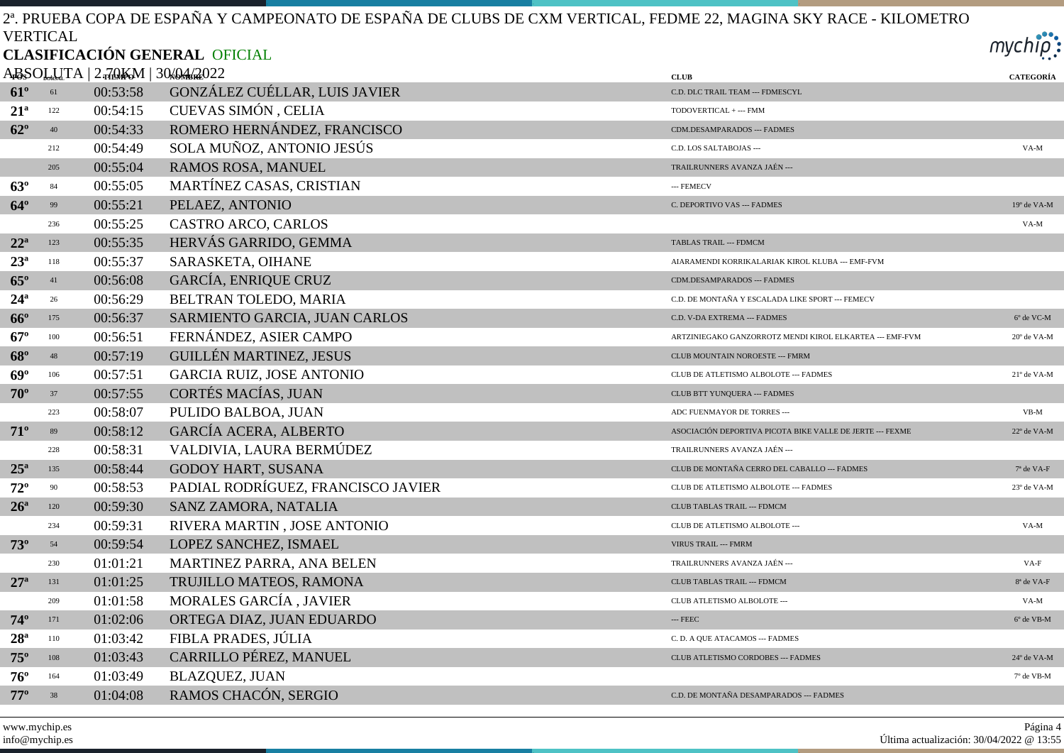2ª. PRUEBA COPA DE ESPAÑA Y CAMPEONATO DE ESPAÑA DE CLUBS DE CXM VERTICAL, FEDME 22, MAGINA SKY RACE - KILOMETRO VERTICAL

**CLASIFICACIÓN GENERAL** OFICIAL

ABSOLUTA | 2.70KM | 30/04/2022

| POS | DORSAL | TIEMPO | NOMBRE | CLUB | CATEGORÍA |
|---|---|---|---|---|---|
| **61º** | 61 | 00:53:58 | GONZÁLEZ CUÉLLAR, LUIS JAVIER | C.D. DLC TRAIL TEAM --- FDMESCYL | |
| **21ª** | 122 | 00:54:15 | CUEVAS SIMÓN , CELIA | TODOVERTICAL + --- FMM | |
| **62º** | 40 | 00:54:33 | ROMERO HERNÁNDEZ, FRANCISCO | CDM.DESAMPARADOS --- FADMES | |
| | 212 | 00:54:49 | SOLA MUÑOZ, ANTONIO JESÚS | C.D. LOS SALTABOJAS --- | VA-M |
| | 205 | 00:55:04 | RAMOS ROSA, MANUEL | TRAILRUNNERS AVANZA JAÉN --- | |
| **63º** | 84 | 00:55:05 | MARTÍNEZ CASAS, CRISTIAN | --- FEMECV | |
| **64º** | 99 | 00:55:21 | PELAEZ, ANTONIO | C. DEPORTIVO VAS --- FADMES | 19º de VA-M |
| | 236 | 00:55:25 | CASTRO ARCO, CARLOS | | VA-M |
| **22ª** | 123 | 00:55:35 | HERVÁS GARRIDO, GEMMA | TABLAS TRAIL --- FDMCM | |
| **23ª** | 118 | 00:55:37 | SARASKETA, OIHANE | AIARAMENDI KORRIKALARIAK KIROL KLUBA --- EMF-FVM | |
| **65º** | 41 | 00:56:08 | GARCÍA, ENRIQUE CRUZ | CDM.DESAMPARADOS --- FADMES | |
| **24ª** | 26 | 00:56:29 | BELTRAN TOLEDO, MARIA | C.D. DE MONTAÑA Y ESCALADA LIKE SPORT --- FEMECV | |
| **66º** | 175 | 00:56:37 | SARMIENTO GARCIA, JUAN CARLOS | C.D. V-DA EXTREMA --- FADMES | 6º de VC-M |
| **67º** | 100 | 00:56:51 | FERNÁNDEZ, ASIER CAMPO | ARTZINIEGAKO GANZORROTZ MENDI KIROL ELKARTEA --- EMF-FVM | 20º de VA-M |
| **68º** | 48 | 00:57:19 | GUILLÉN MARTINEZ, JESUS | CLUB MOUNTAIN NOROESTE --- FMRM | |
| **69º** | 106 | 00:57:51 | GARCIA RUIZ, JOSE ANTONIO | CLUB DE ATLETISMO ALBOLOTE --- FADMES | 21º de VA-M |
| **70º** | 37 | 00:57:55 | CORTÉS MACÍAS, JUAN | CLUB BTT YUNQUERA --- FADMES | |
| | 223 | 00:58:07 | PULIDO BALBOA, JUAN | ADC FUENMAYOR DE TORRES --- | VB-M |
| **71º** | 89 | 00:58:12 | GARCÍA ACERA, ALBERTO | ASOCIACIÓN DEPORTIVA PICOTA BIKE VALLE DE JERTE --- FEXME | 22º de VA-M |
| | 228 | 00:58:31 | VALDIVIA, LAURA BERMÚDEZ | TRAILRUNNERS AVANZA JAÉN --- | |
| **25ª** | 135 | 00:58:44 | GODOY HART, SUSANA | CLUB DE MONTAÑA CERRO DEL CABALLO --- FADMES | 7ª de VA-F |
| **72º** | 90 | 00:58:53 | PADIAL RODRÍGUEZ, FRANCISCO JAVIER | CLUB DE ATLETISMO ALBOLOTE --- FADMES | 23º de VA-M |
| **26ª** | 120 | 00:59:30 | SANZ ZAMORA, NATALIA | CLUB TABLAS TRAIL --- FDMCM | |
| | 234 | 00:59:31 | RIVERA MARTIN , JOSE ANTONIO | CLUB DE ATLETISMO ALBOLOTE --- | VA-M |
| **73º** | 54 | 00:59:54 | LOPEZ SANCHEZ, ISMAEL | VIRUS TRAIL --- FMRM | |
| | 230 | 01:01:21 | MARTINEZ PARRA, ANA BELEN | TRAILRUNNERS AVANZA JAÉN --- | VA-F |
| **27ª** | 131 | 01:01:25 | TRUJILLO MATEOS, RAMONA | CLUB TABLAS TRAIL --- FDMCM | 8ª de VA-F |
| | 209 | 01:01:58 | MORALES GARCÍA , JAVIER | CLUB ATLETISMO ALBOLOTE --- | VA-M |
| **74º** | 171 | 01:02:06 | ORTEGA DIAZ, JUAN EDUARDO | --- FEEC | 6º de VB-M |
| **28ª** | 110 | 01:03:42 | FIBLA PRADES, JÚLIA | C. D. A QUE ATACAMOS --- FADMES | |
| **75º** | 108 | 01:03:43 | CARRILLO PÉREZ, MANUEL | CLUB ATLETISMO CORDOBES --- FADMES | 24º de VA-M |
| **76º** | 164 | 01:03:49 | BLAZQUEZ, JUAN | | 7º de VB-M |
| **77º** | 38 | 01:04:08 | RAMOS CHACÓN, SERGIO | C.D. DE MONTAÑA DESAMPARADOS --- FADMES | |

www.mychip.es
info@mychip.es

Última actualización: 30/04/2022 @ 13:55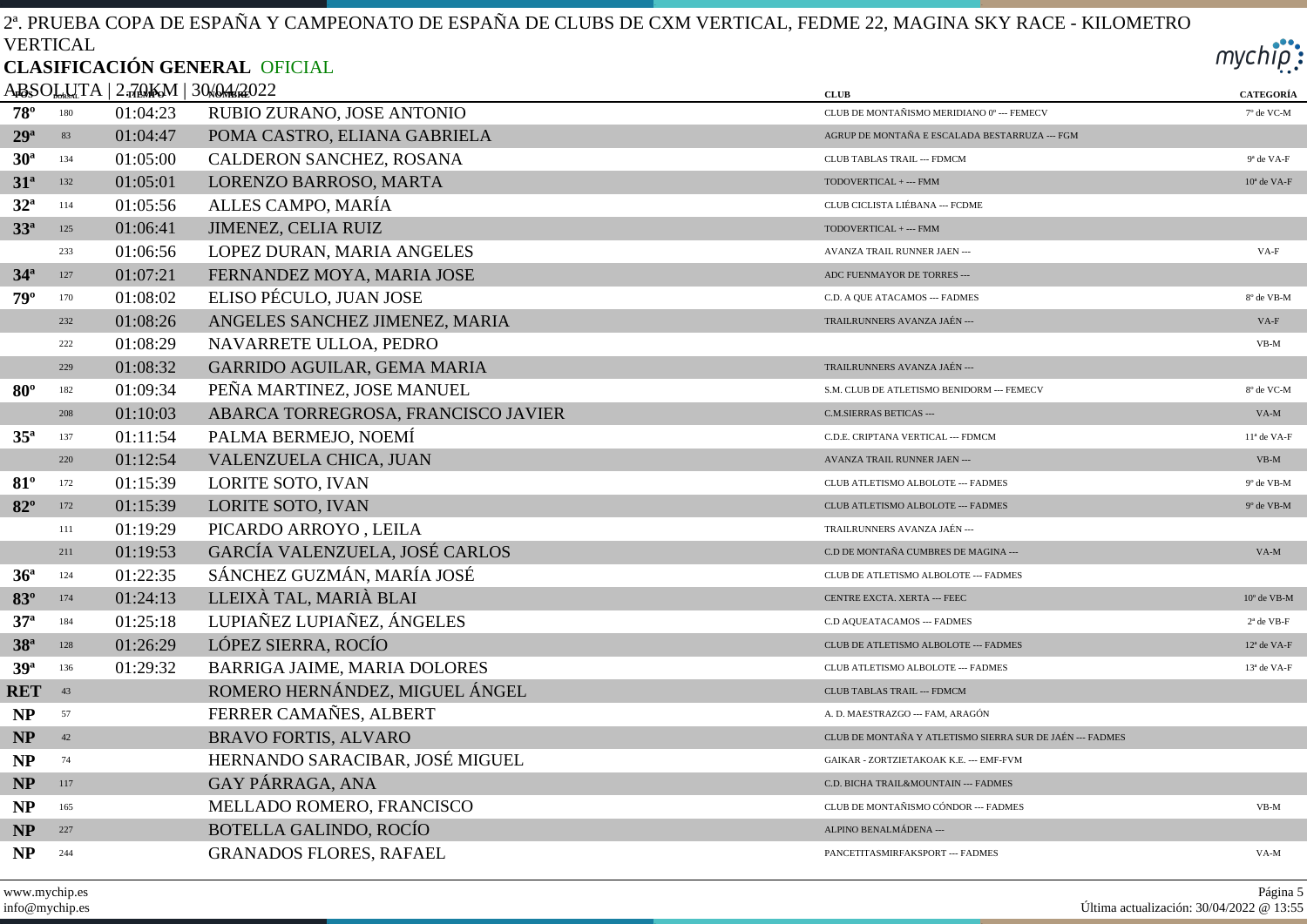2ª. PRUEBA COPA DE ESPAÑA Y CAMPEONATO DE ESPAÑA DE CLUBS DE CXM VERTICAL, FEDME 22, MAGINA SKY RACE - KILOMETRO VERTICAL

**CLASIFICACIÓN GENERAL** OFICIAL

ABSOLUTA | 2,70KM | 30/04/2022

| POS | DORSAL | TIEMPO | NOMBRE | CLUB | CATEGORÍA |
|---|---|---|---|---|---|
| **78º** | 180 | 01:04:23 | RUBIO ZURANO, JOSE ANTONIO | CLUB DE MONTAÑISMO MERIDIANO 0º --- FEMECV | 7º de VC-M |
| **29ª** | 83 | 01:04:47 | POMA CASTRO, ELIANA GABRIELA | AGRUP DE MONTAÑA E ESCALADA BESTARRUZA --- FGM | |
| **30ª** | 134 | 01:05:00 | CALDERON SANCHEZ, ROSANA | CLUB TABLAS TRAIL --- FDMCM | 9ª de VA-F |
| **31ª** | 132 | 01:05:01 | LORENZO BARROSO, MARTA | TODOVERTICAL + --- FMM | 10ª de VA-F |
| **32ª** | 114 | 01:05:56 | ALLES CAMPO, MARÍA | CLUB CICLISTA LIÉBANA --- FCDME | |
| **33ª** | 125 | 01:06:41 | JIMENEZ, CELIA RUIZ | TODOVERTICAL + --- FMM | |
| | 233 | 01:06:56 | LOPEZ DURAN, MARIA ANGELES | AVANZA TRAIL RUNNER JAEN --- | VA-F |
| **34ª** | 127 | 01:07:21 | FERNANDEZ MOYA, MARIA JOSE | ADC FUENMAYOR DE TORRES --- | |
| **79º** | 170 | 01:08:02 | ELISO PÉCULO, JUAN JOSE | C.D. A QUE ATACAMOS --- FADMES | 8º de VB-M |
| | 232 | 01:08:26 | ANGELES SANCHEZ JIMENEZ, MARIA | TRAILRUNNERS AVANZA JAÉN --- | VA-F |
| | 222 | 01:08:29 | NAVARRETE ULLOA, PEDRO | | VB-M |
| | 229 | 01:08:32 | GARRIDO AGUILAR, GEMA MARIA | TRAILRUNNERS AVANZA JAÉN --- | |
| **80º** | 182 | 01:09:34 | PEÑA MARTINEZ, JOSE MANUEL | S.M. CLUB DE ATLETISMO BENIDORM --- FEMECV | 8º de VC-M |
| | 208 | 01:10:03 | ABARCA TORREGROSA, FRANCISCO JAVIER | C.M.SIERRAS BETICAS --- | VA-M |
| **35ª** | 137 | 01:11:54 | PALMA BERMEJO, NOEMÍ | C.D.E. CRIPTANA VERTICAL --- FDMCM | 11ª de VA-F |
| | 220 | 01:12:54 | VALENZUELA CHICA, JUAN | AVANZA TRAIL RUNNER JAEN --- | VB-M |
| **81º** | 172 | 01:15:39 | LORITE SOTO, IVAN | CLUB ATLETISMO ALBOLOTE --- FADMES | 9º de VB-M |
| **82º** | 172 | 01:15:39 | LORITE SOTO, IVAN | CLUB ATLETISMO ALBOLOTE --- FADMES | 9º de VB-M |
| | 111 | 01:19:29 | PICARDO ARROYO , LEILA | TRAILRUNNERS AVANZA JAÉN --- | |
| | 211 | 01:19:53 | GARCÍA VALENZUELA, JOSÉ CARLOS | C.D DE MONTAÑA CUMBRES DE MAGINA --- | VA-M |
| **36ª** | 124 | 01:22:35 | SÁNCHEZ GUZMÁN, MARÍA JOSÉ | CLUB DE ATLETISMO ALBOLOTE --- FADMES | |
| **83º** | 174 | 01:24:13 | LLEIXÀ TAL, MARIÀ BLAI | CENTRE EXCTA. XERTA --- FEEC | 10º de VB-M |
| **37ª** | 184 | 01:25:18 | LUPIAÑEZ LUPIAÑEZ, ÁNGELES | C.D AQUEATACAMOS --- FADMES | 2ª de VB-F |
| **38ª** | 128 | 01:26:29 | LÓPEZ SIERRA, ROCÍO | CLUB DE ATLETISMO ALBOLOTE --- FADMES | 12ª de VA-F |
| **39ª** | 136 | 01:29:32 | BARRIGA JAIME, MARIA DOLORES | CLUB ATLETISMO ALBOLOTE --- FADMES | 13ª de VA-F |
| **RET** | 43 | | ROMERO HERNÁNDEZ, MIGUEL ÁNGEL | CLUB TABLAS TRAIL --- FDMCM | |
| **NP** | 57 | | FERRER CAMAÑES, ALBERT | A. D. MAESTRAZGO --- FAM, ARAGÓN | |
| **NP** | 42 | | BRAVO FORTIS, ALVARO | CLUB DE MONTAÑA Y ATLETISMO SIERRA SUR DE JAÉN --- FADMES | |
| **NP** | 74 | | HERNANDO SARACIBAR, JOSÉ MIGUEL | GAIKAR - ZORTZIETAKOAK K.E. --- EMF-FVM | |
| **NP** | 117 | | GAY PÁRRAGA, ANA | C.D. BICHA TRAIL&MOUNTAIN --- FADMES | |
| **NP** | 165 | | MELLADO ROMERO, FRANCISCO | CLUB DE MONTAÑISMO CÓNDOR --- FADMES | VB-M |
| **NP** | 227 | | BOTELLA GALINDO, ROCÍO | ALPINO BENALMÁDENA --- | |
| **NP** | 244 | | GRANADOS FLORES, RAFAEL | PANCETITASMIRFAKSPORT --- FADMES | VA-M |

www.mychip.es
info@mychip.es

Última actualización: 30/04/2022 @ 13:55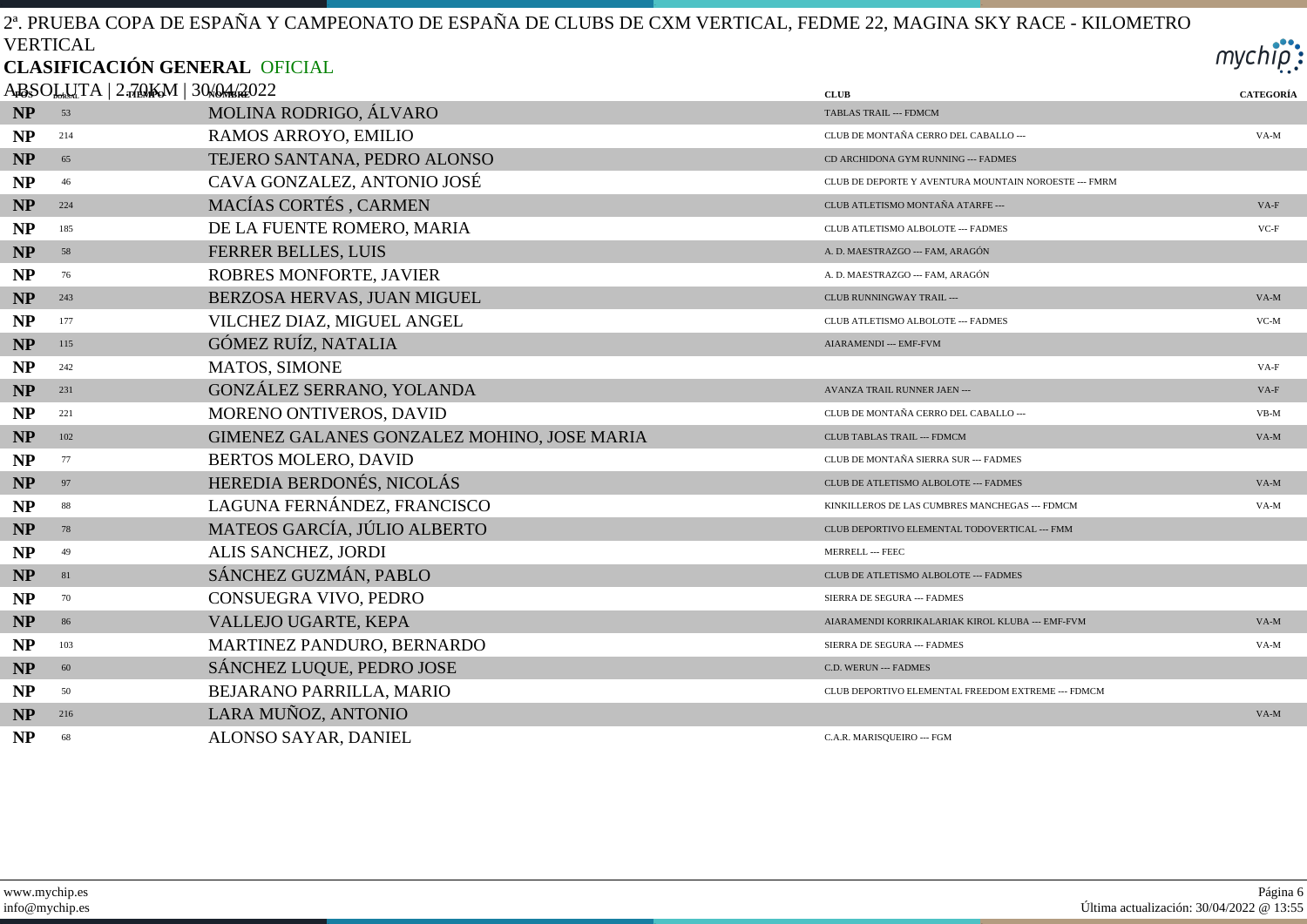2ª. PRUEBA COPA DE ESPAÑA Y CAMPEONATO DE ESPAÑA DE CLUBS DE CXM VERTICAL, FEDME 22, MAGINA SKY RACE - KILOMETRO VERTICAL

**CLASIFICACIÓN GENERAL** OFICIAL

ABSOLUTA | 2.70KM | 30/04/2022

| POS | DORSAL | TIEMPO | NOMBRE | CLUB | CATEGORÍA |
|---|---|---|---|---|---|
| NP | 53 | | MOLINA RODRIGO, ÁLVARO | TABLAS TRAIL --- FDMCM | |
| NP | 214 | | RAMOS ARROYO, EMILIO | CLUB DE MONTAÑA CERRO DEL CABALLO --- | VA-M |
| NP | 65 | | TEJERO SANTANA, PEDRO ALONSO | CD ARCHIDONA GYM RUNNING --- FADMES | |
| NP | 46 | | CAVA GONZALEZ, ANTONIO JOSÉ | CLUB DE DEPORTE Y AVENTURA MOUNTAIN NOROESTE --- FMRM | |
| NP | 224 | | MACÍAS CORTÉS , CARMEN | CLUB ATLETISMO MONTAÑA ATARFE --- | VA-F |
| NP | 185 | | DE LA FUENTE ROMERO, MARIA | CLUB ATLETISMO ALBOLOTE --- FADMES | VC-F |
| NP | 58 | | FERRER BELLES, LUIS | A. D. MAESTRAZGO --- FAM, ARAGÓN | |
| NP | 76 | | ROBRES MONFORTE, JAVIER | A. D. MAESTRAZGO --- FAM, ARAGÓN | |
| NP | 243 | | BERZOSA HERVAS, JUAN MIGUEL | CLUB RUNNINGWAY TRAIL --- | VA-M |
| NP | 177 | | VILCHEZ DIAZ, MIGUEL ANGEL | CLUB ATLETISMO ALBOLOTE --- FADMES | VC-M |
| NP | 115 | | GÓMEZ RUÍZ, NATALIA | AIARAMENDI --- EMF-FVM | |
| NP | 242 | | MATOS, SIMONE | | VA-F |
| NP | 231 | | GONZÁLEZ SERRANO, YOLANDA | AVANZA TRAIL RUNNER JAEN --- | VA-F |
| NP | 221 | | MORENO ONTIVEROS, DAVID | CLUB DE MONTAÑA CERRO DEL CABALLO --- | VB-M |
| NP | 102 | | GIMENEZ GALANES GONZALEZ MOHINO, JOSE MARIA | CLUB TABLAS TRAIL --- FDMCM | VA-M |
| NP | 77 | | BERTOS MOLERO, DAVID | CLUB DE MONTAÑA SIERRA SUR --- FADMES | |
| NP | 97 | | HEREDIA BERDONÉS, NICOLÁS | CLUB DE ATLETISMO ALBOLOTE --- FADMES | VA-M |
| NP | 88 | | LAGUNA FERNÁNDEZ, FRANCISCO | KINKILLEROS DE LAS CUMBRES MANCHEGAS --- FDMCM | VA-M |
| NP | 78 | | MATEOS GARCÍA, JÚLIO ALBERTO | CLUB DEPORTIVO ELEMENTAL TODOVERTICAL --- FMM | |
| NP | 49 | | ALIS SANCHEZ, JORDI | MERRELL --- FEEC | |
| NP | 81 | | SÁNCHEZ GUZMÁN, PABLO | CLUB DE ATLETISMO ALBOLOTE --- FADMES | |
| NP | 70 | | CONSUEGRA VIVO, PEDRO | SIERRA DE SEGURA --- FADMES | |
| NP | 86 | | VALLEJO UGARTE, KEPA | AIARAMENDI KORRIKALARIAK KIROL KLUBA --- EMF-FVM | VA-M |
| NP | 103 | | MARTINEZ PANDURO, BERNARDO | SIERRA DE SEGURA --- FADMES | VA-M |
| NP | 60 | | SÁNCHEZ LUQUE, PEDRO JOSE | C.D. WERUN --- FADMES | |
| NP | 50 | | BEJARANO PARRILLA, MARIO | CLUB DEPORTIVO ELEMENTAL FREEDOM EXTREME --- FDMCM | |
| NP | 216 | | LARA MUÑOZ, ANTONIO | | VA-M |
| NP | 68 | | ALONSO SAYAR, DANIEL | C.A.R. MARISQUEIRO --- FGM | |

www.mychip.es
info@mychip.es

Última actualización: 30/04/2022 @ 13:55